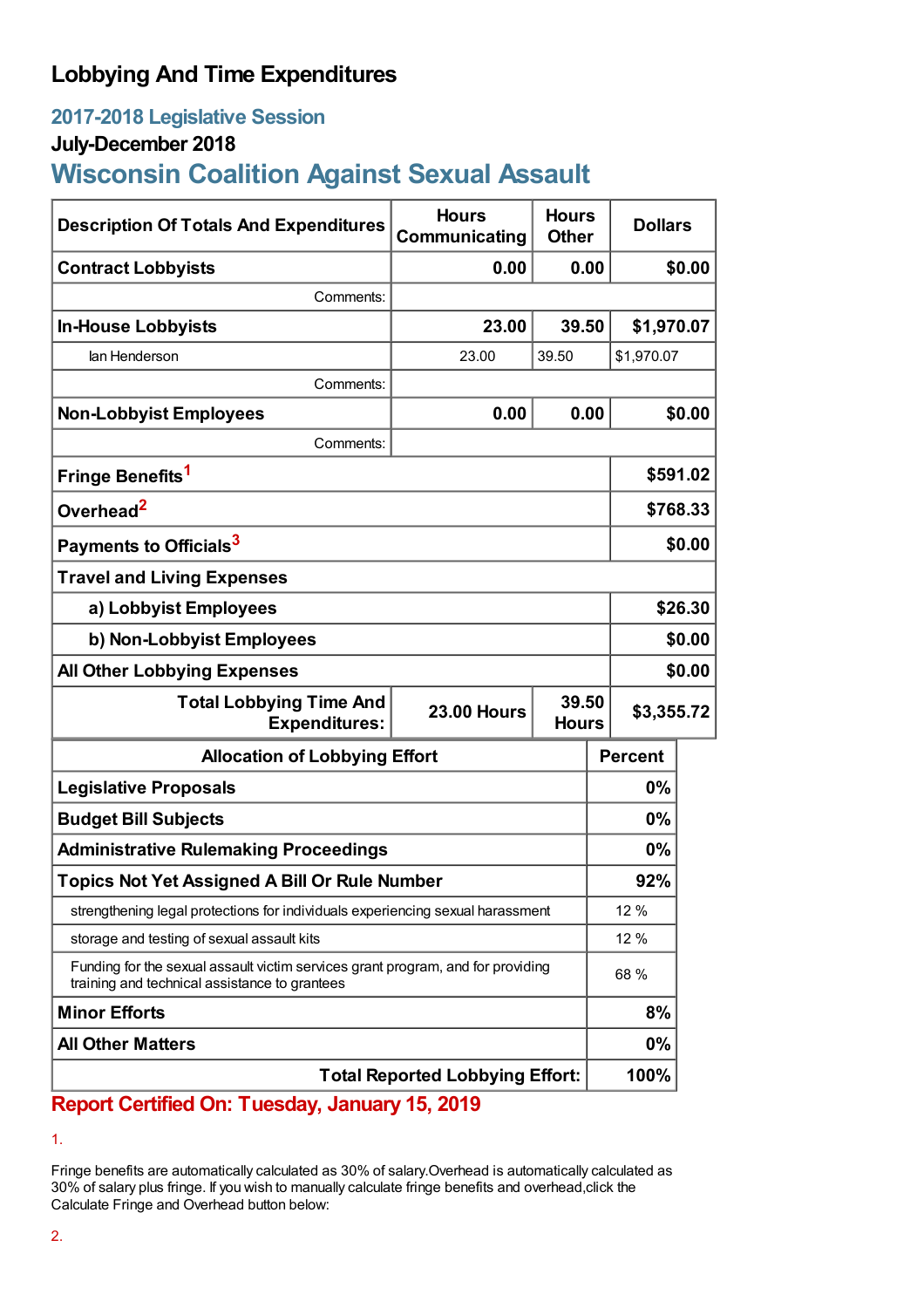# Lobbying And Time Expenditures

## 2017-2018 Legislative Session

### July-December 2018

## Wisconsin Coalition Against Sexual Assault

| Description Of Totals And Expenditures | Hours Communicating | Hours Other | Dollars |
|---|---|---|---|
| **Contract Lobbyists** | **0.00** | **0.00** | **$0.00** |
| Comments: | | | |
| **In-House Lobbyists** | **23.00** | **39.50** | **$1,970.07** |
| Ian Henderson | 23.00 | 39.50 | $1,970.07 |
| Comments: | | | |
| **Non-Lobbyist Employees** | **0.00** | **0.00** | **$0.00** |
| Comments: | | | |
| **Fringe Benefits**[1] | | | **$591.02** |
| **Overhead**[2] | | | **$768.33** |
| **Payments to Officials**[3] | | | **$0.00** |
| **Travel and Living Expenses** | | | |
| **a) Lobbyist Employees** | | | **$26.30** |
| **b) Non-Lobbyist Employees** | | | **$0.00** |
| **All Other Lobbying Expenses** | | | **$0.00** |
| **Total Lobbying Time And Expenditures:** | **23.00 Hours** | **39.50 Hours** | **$3,355.72** |

| Allocation of Lobbying Effort | Percent |
|---|---|
| **Legislative Proposals** | **0%** |
| **Budget Bill Subjects** | **0%** |
| **Administrative Rulemaking Proceedings** | **0%** |
| **Topics Not Yet Assigned A Bill Or Rule Number** | **92%** |
| strengthening legal protections for individuals experiencing sexual harassment | 12 % |
| storage and testing of sexual assault kits | 12 % |
| Funding for the sexual assault victim services grant program, and for providing training and technical assistance to grantees | 68 % |
| **Minor Efforts** | **8%** |
| **All Other Matters** | **0%** |
| **Total Reported Lobbying Effort:** | **100%** |

**Report Certified On: Tuesday, January 15, 2019**

1.

Fringe benefits are automatically calculated as 30% of salary.Overhead is automatically calculated as 30% of salary plus fringe. If you wish to manually calculate fringe benefits and overhead,click the Calculate Fringe and Overhead button below:

2.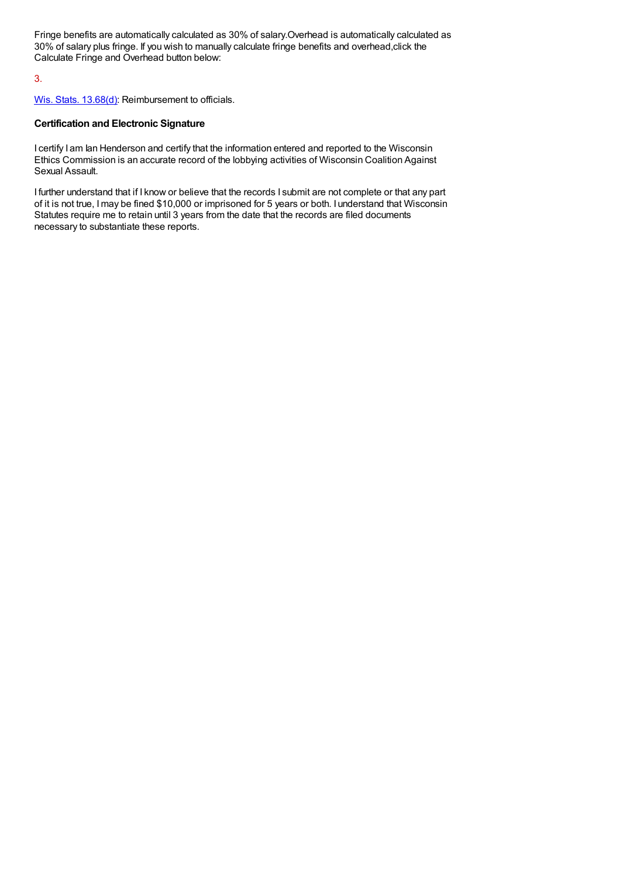Fringe benefits are automatically calculated as 30% of salary.Overhead is automatically calculated as 30% of salary plus fringe. If you wish to manually calculate fringe benefits and overhead,click the Calculate Fringe and Overhead button below:

3.

Wis. Stats. 13.68(d): Reimbursement to officials.

**Certification and Electronic Signature**

I certify I am Ian Henderson and certify that the information entered and reported to the Wisconsin Ethics Commission is an accurate record of the lobbying activities of Wisconsin Coalition Against Sexual Assault.

I further understand that if I know or believe that the records I submit are not complete or that any part of it is not true, I may be fined $10,000 or imprisoned for 5 years or both. I understand that Wisconsin Statutes require me to retain until 3 years from the date that the records are filed documents necessary to substantiate these reports.